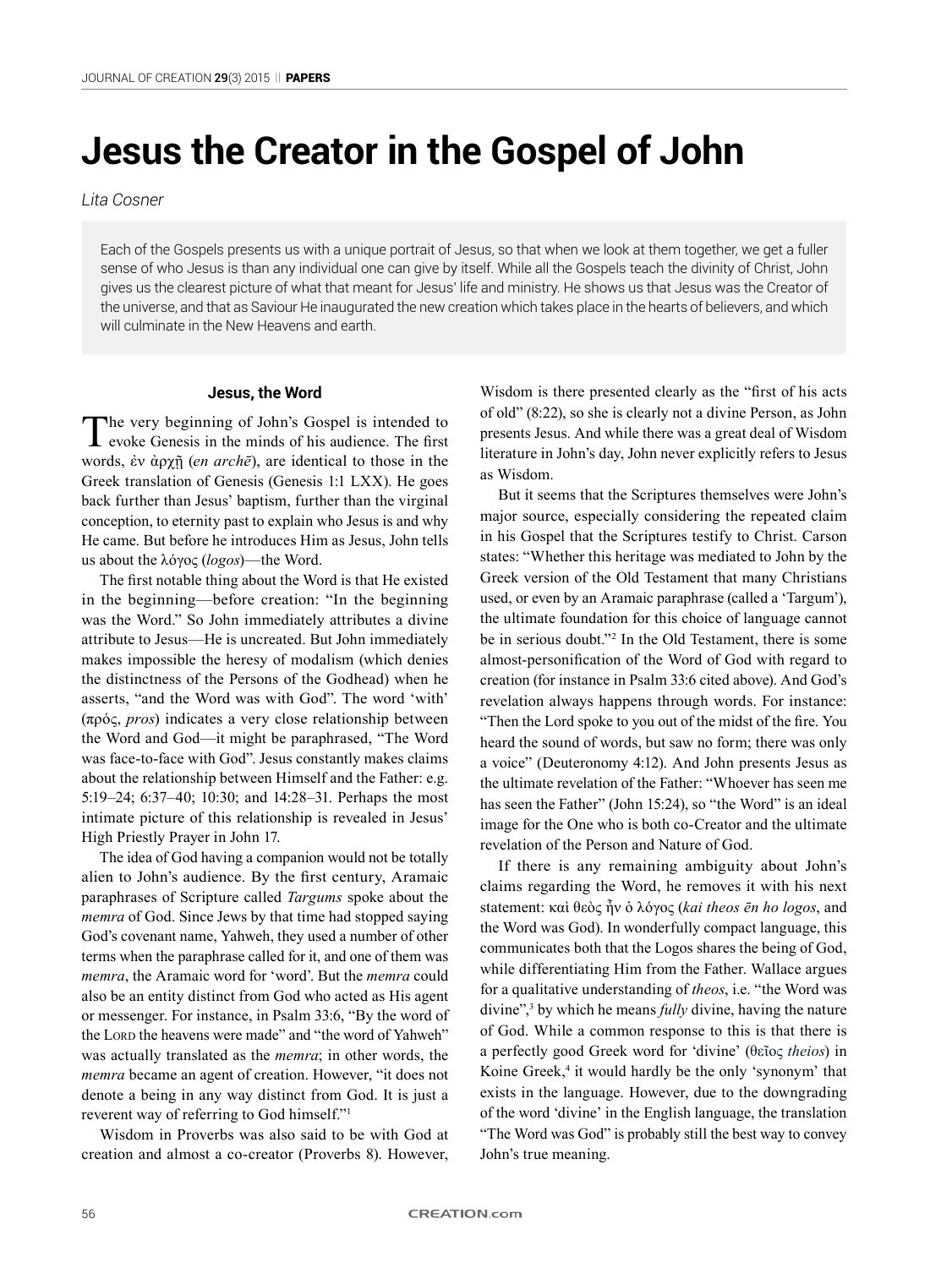# Jesus the Creator in the Gospel of John

*Lita Cosner*

Each of the Gospels presents us with a unique portrait of Jesus, so that when we look at them together, we get a fuller sense of who Jesus is than any individual one can give by itself. While all the Gospels teach the divinity of Christ, John gives us the clearest picture of what that meant for Jesus' life and ministry. He shows us that Jesus was the Creator of the universe, and that as Saviour He inaugurated the new creation which takes place in the hearts of believers, and which will culminate in the New Heavens and earth.

### Jesus, the Word

The very beginning of John's Gospel is intended to evoke Genesis in the minds of his audience. The first words, ἐν ἀρχῇ (*en archē*), are identical to those in the Greek translation of Genesis (Genesis 1:1 LXX). He goes back further than Jesus' baptism, further than the virginal conception, to eternity past to explain who Jesus is and why He came. But before he introduces Him as Jesus, John tells us about the λόγος (*logos*)—the Word.

The first notable thing about the Word is that He existed in the beginning—before creation: "In the beginning was the Word." So John immediately attributes a divine attribute to Jesus—He is uncreated. But John immediately makes impossible the heresy of modalism (which denies the distinctness of the Persons of the Godhead) when he asserts, "and the Word was with God". The word 'with' (πρός, *pros*) indicates a very close relationship between the Word and God—it might be paraphrased, "The Word was face-to-face with God". Jesus constantly makes claims about the relationship between Himself and the Father: e.g. 5:19–24; 6:37–40; 10:30; and 14:28–31. Perhaps the most intimate picture of this relationship is revealed in Jesus' High Priestly Prayer in John 17.

The idea of God having a companion would not be totally alien to John's audience. By the first century, Aramaic paraphrases of Scripture called *Targums* spoke about the *memra* of God. Since Jews by that time had stopped saying God's covenant name, Yahweh, they used a number of other terms when the paraphrase called for it, and one of them was *memra*, the Aramaic word for 'word'. But the *memra* could also be an entity distinct from God who acted as His agent or messenger. For instance, in Psalm 33:6, "By the word of the Lord the heavens were made" and "the word of Yahweh" was actually translated as the *memra*; in other words, the *memra* became an agent of creation. However, "it does not denote a being in any way distinct from God. It is just a reverent way of referring to God himself."[1]

Wisdom in Proverbs was also said to be with God at creation and almost a co-creator (Proverbs 8). However, Wisdom is there presented clearly as the "first of his acts of old" (8:22), so she is clearly not a divine Person, as John presents Jesus. And while there was a great deal of Wisdom literature in John's day, John never explicitly refers to Jesus as Wisdom.

But it seems that the Scriptures themselves were John's major source, especially considering the repeated claim in his Gospel that the Scriptures testify to Christ. Carson states: "Whether this heritage was mediated to John by the Greek version of the Old Testament that many Christians used, or even by an Aramaic paraphrase (called a 'Targum'), the ultimate foundation for this choice of language cannot be in serious doubt."[2] In the Old Testament, there is some almost-personification of the Word of God with regard to creation (for instance in Psalm 33:6 cited above). And God's revelation always happens through words. For instance: "Then the Lord spoke to you out of the midst of the fire. You heard the sound of words, but saw no form; there was only a voice" (Deuteronomy 4:12). And John presents Jesus as the ultimate revelation of the Father: "Whoever has seen me has seen the Father" (John 15:24), so "the Word" is an ideal image for the One who is both co-Creator and the ultimate revelation of the Person and Nature of God.

If there is any remaining ambiguity about John's claims regarding the Word, he removes it with his next statement: καὶ θεὸς ἦν ὁ λόγος (*kai theos ēn ho logos*, and the Word was God). In wonderfully compact language, this communicates both that the Logos shares the being of God, while differentiating Him from the Father. Wallace argues for a qualitative understanding of *theos*, i.e. "the Word was divine",[3] by which he means *fully* divine, having the nature of God. While a common response to this is that there is a perfectly good Greek word for 'divine' (θεῖος *theios*) in Koine Greek,[4] it would hardly be the only 'synonym' that exists in the language. However, due to the downgrading of the word 'divine' in the English language, the translation "The Word was God" is probably still the best way to convey John's true meaning.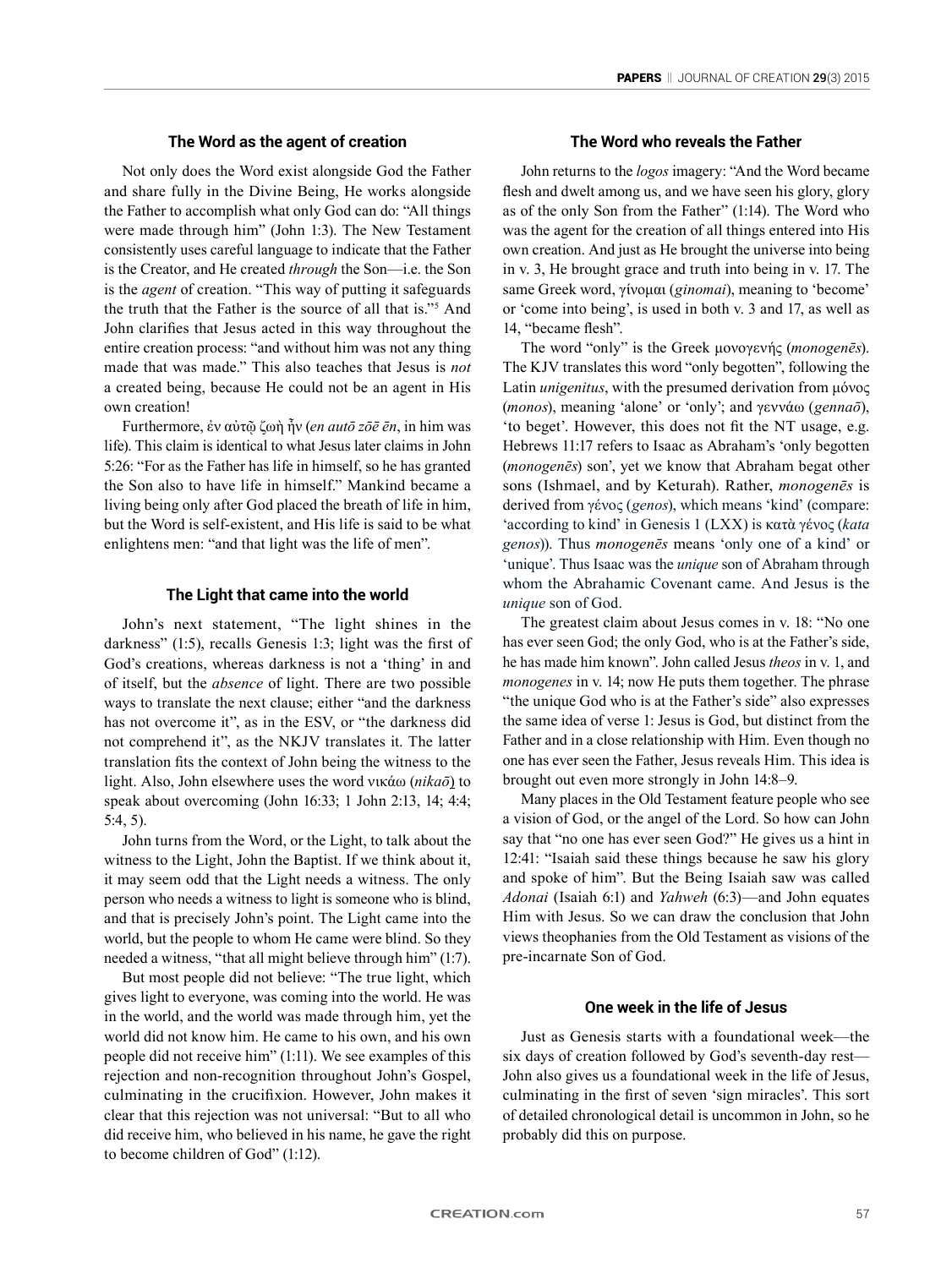### The Word as the agent of creation

Not only does the Word exist alongside God the Father and share fully in the Divine Being, He works alongside the Father to accomplish what only God can do: "All things were made through him" (John 1:3). The New Testament consistently uses careful language to indicate that the Father is the Creator, and He created *through* the Son—i.e. the Son is the *agent* of creation. "This way of putting it safeguards the truth that the Father is the source of all that is."[5] And John clarifies that Jesus acted in this way throughout the entire creation process: "and without him was not any thing made that was made." This also teaches that Jesus is *not* a created being, because He could not be an agent in His own creation!

Furthermore, ἐν αὐτῷ ζωὴ ἦν (*en autō zōē ēn*, in him was life). This claim is identical to what Jesus later claims in John 5:26: "For as the Father has life in himself, so he has granted the Son also to have life in himself." Mankind became a living being only after God placed the breath of life in him, but the Word is self-existent, and His life is said to be what enlightens men: "and that light was the life of men".

### The Light that came into the world

John's next statement, "The light shines in the darkness" (1:5), recalls Genesis 1:3; light was the first of God's creations, whereas darkness is not a 'thing' in and of itself, but the *absence* of light. There are two possible ways to translate the next clause; either "and the darkness has not overcome it", as in the ESV, or "the darkness did not comprehend it", as the NKJV translates it. The latter translation fits the context of John being the witness to the light. Also, John elsewhere uses the word νικάω (*nikaō*) to speak about overcoming (John 16:33; 1 John 2:13, 14; 4:4; 5:4, 5).

John turns from the Word, or the Light, to talk about the witness to the Light, John the Baptist. If we think about it, it may seem odd that the Light needs a witness. The only person who needs a witness to light is someone who is blind, and that is precisely John's point. The Light came into the world, but the people to whom He came were blind. So they needed a witness, "that all might believe through him" (1:7).

But most people did not believe: "The true light, which gives light to everyone, was coming into the world. He was in the world, and the world was made through him, yet the world did not know him. He came to his own, and his own people did not receive him" (1:11). We see examples of this rejection and non-recognition throughout John's Gospel, culminating in the crucifixion. However, John makes it clear that this rejection was not universal: "But to all who did receive him, who believed in his name, he gave the right to become children of God" (1:12).

### The Word who reveals the Father

John returns to the *logos* imagery: "And the Word became flesh and dwelt among us, and we have seen his glory, glory as of the only Son from the Father" (1:14). The Word who was the agent for the creation of all things entered into His own creation. And just as He brought the universe into being in v. 3, He brought grace and truth into being in v. 17. The same Greek word, γίνομαι (*ginomai*), meaning to 'become' or 'come into being', is used in both v. 3 and 17, as well as 14, "became flesh".

The word "only" is the Greek μονογενής (*monogenēs*). The KJV translates this word "only begotten", following the Latin *unigenitus*, with the presumed derivation from μόνος (*monos*), meaning 'alone' or 'only'; and γεννάω (*gennaō*), 'to beget'. However, this does not fit the NT usage, e.g. Hebrews 11:17 refers to Isaac as Abraham's 'only begotten (*monogenēs*) son', yet we know that Abraham begat other sons (Ishmael, and by Keturah). Rather, *monogenēs* is derived from γένος (*genos*), which means 'kind' (compare: 'according to kind' in Genesis 1 (LXX) is κατὰ γένος (*kata genos*)). Thus *monogenēs* means 'only one of a kind' or 'unique'. Thus Isaac was the *unique* son of Abraham through whom the Abrahamic Covenant came. And Jesus is the *unique* son of God.

The greatest claim about Jesus comes in v. 18: "No one has ever seen God; the only God, who is at the Father's side, he has made him known". John called Jesus *theos* in v. 1, and *monogenes* in v. 14; now He puts them together. The phrase "the unique God who is at the Father's side" also expresses the same idea of verse 1: Jesus is God, but distinct from the Father and in a close relationship with Him. Even though no one has ever seen the Father, Jesus reveals Him. This idea is brought out even more strongly in John 14:8–9.

Many places in the Old Testament feature people who see a vision of God, or the angel of the Lord. So how can John say that "no one has ever seen God?" He gives us a hint in 12:41: "Isaiah said these things because he saw his glory and spoke of him". But the Being Isaiah saw was called *Adonai* (Isaiah 6:1) and *Yahweh* (6:3)—and John equates Him with Jesus. So we can draw the conclusion that John views theophanies from the Old Testament as visions of the pre-incarnate Son of God.

### One week in the life of Jesus

Just as Genesis starts with a foundational week—the six days of creation followed by God's seventh-day rest—John also gives us a foundational week in the life of Jesus, culminating in the first of seven 'sign miracles'. This sort of detailed chronological detail is uncommon in John, so he probably did this on purpose.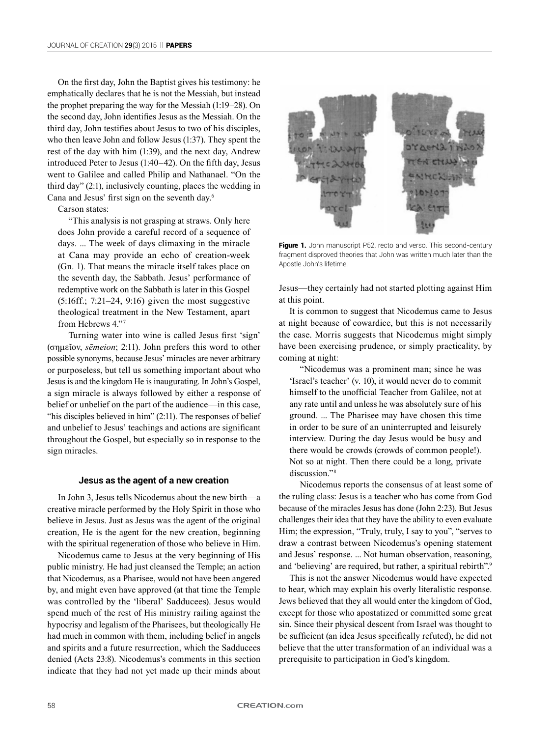On the first day, John the Baptist gives his testimony: he emphatically declares that he is not the Messiah, but instead the prophet preparing the way for the Messiah (1:19–28). On the second day, John identifies Jesus as the Messiah. On the third day, John testifies about Jesus to two of his disciples, who then leave John and follow Jesus (1:37). They spent the rest of the day with him (1:39), and the next day, Andrew introduced Peter to Jesus (1:40–42). On the fifth day, Jesus went to Galilee and called Philip and Nathanael. "On the third day" (2:1), inclusively counting, places the wedding in Cana and Jesus' first sign on the seventh day.[6]

Carson states:

> "This analysis is not grasping at straws. Only here does John provide a careful record of a sequence of days. ... The week of days climaxing in the miracle at Cana may provide an echo of creation-week (Gn. 1). That means the miracle itself takes place on the seventh day, the Sabbath. Jesus' performance of redemptive work on the Sabbath is later in this Gospel (5:16ff.; 7:21–24, 9:16) given the most suggestive theological treatment in the New Testament, apart from Hebrews 4."[7]

Turning water into wine is called Jesus first 'sign' (σημεῖον, *sēmeion*; 2:11). John prefers this word to other possible synonyms, because Jesus' miracles are never arbitrary or purposeless, but tell us something important about who Jesus is and the kingdom He is inaugurating. In John's Gospel, a sign miracle is always followed by either a response of belief or unbelief on the part of the audience—in this case, "his disciples believed in him" (2:11). The responses of belief and unbelief to Jesus' teachings and actions are significant throughout the Gospel, but especially so in response to the sign miracles.

### Jesus as the agent of a new creation

In John 3, Jesus tells Nicodemus about the new birth—a creative miracle performed by the Holy Spirit in those who believe in Jesus. Just as Jesus was the agent of the original creation, He is the agent for the new creation, beginning with the spiritual regeneration of those who believe in Him.

Nicodemus came to Jesus at the very beginning of His public ministry. He had just cleansed the Temple; an action that Nicodemus, as a Pharisee, would not have been angered by, and might even have approved (at that time the Temple was controlled by the 'liberal' Sadducees). Jesus would spend much of the rest of His ministry railing against the hypocrisy and legalism of the Pharisees, but theologically He had much in common with them, including belief in angels and spirits and a future resurrection, which the Sadducees denied (Acts 23:8). Nicodemus's comments in this section indicate that they had not yet made up their minds about Jesus—they certainly had not started plotting against Him at this point.

Figure 1. John manuscript P52, recto and verso. This second-century fragment disproved theories that John was written much later than the Apostle John's lifetime.

It is common to suggest that Nicodemus came to Jesus at night because of cowardice, but this is not necessarily the case. Morris suggests that Nicodemus might simply have been exercising prudence, or simply practicality, by coming at night:

> "Nicodemus was a prominent man; since he was 'Israel's teacher' (v. 10), it would never do to commit himself to the unofficial Teacher from Galilee, not at any rate until and unless he was absolutely sure of his ground. ... The Pharisee may have chosen this time in order to be sure of an uninterrupted and leisurely interview. During the day Jesus would be busy and there would be crowds (crowds of common people!). Not so at night. Then there could be a long, private discussion."[8]

Nicodemus reports the consensus of at least some of the ruling class: Jesus is a teacher who has come from God because of the miracles Jesus has done (John 2:23). But Jesus challenges their idea that they have the ability to even evaluate Him; the expression, "Truly, truly, I say to you", "serves to draw a contrast between Nicodemus's opening statement and Jesus' response. ... Not human observation, reasoning, and 'believing' are required, but rather, a spiritual rebirth".[9]

This is not the answer Nicodemus would have expected to hear, which may explain his overly literalistic response. Jews believed that they all would enter the kingdom of God, except for those who apostatized or committed some great sin. Since their physical descent from Israel was thought to be sufficient (an idea Jesus specifically refuted), he did not believe that the utter transformation of an individual was a prerequisite to participation in God's kingdom.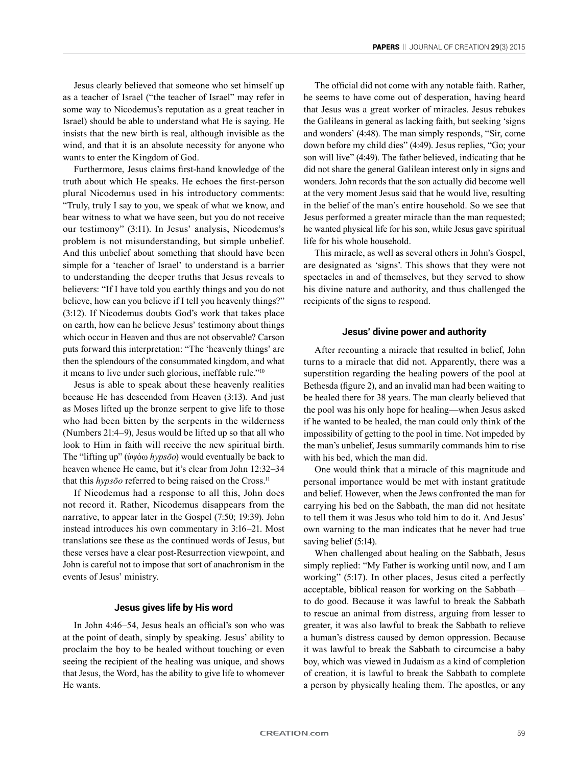Jesus clearly believed that someone who set himself up as a teacher of Israel ("the teacher of Israel" may refer in some way to Nicodemus's reputation as a great teacher in Israel) should be able to understand what He is saying. He insists that the new birth is real, although invisible as the wind, and that it is an absolute necessity for anyone who wants to enter the Kingdom of God.

Furthermore, Jesus claims first-hand knowledge of the truth about which He speaks. He echoes the first-person plural Nicodemus used in his introductory comments: "Truly, truly I say to you, we speak of what we know, and bear witness to what we have seen, but you do not receive our testimony" (3:11). In Jesus' analysis, Nicodemus's problem is not misunderstanding, but simple unbelief. And this unbelief about something that should have been simple for a 'teacher of Israel' to understand is a barrier to understanding the deeper truths that Jesus reveals to believers: "If I have told you earthly things and you do not believe, how can you believe if I tell you heavenly things?" (3:12). If Nicodemus doubts God's work that takes place on earth, how can he believe Jesus' testimony about things which occur in Heaven and thus are not observable? Carson puts forward this interpretation: "The 'heavenly things' are then the splendours of the consummated kingdom, and what it means to live under such glorious, ineffable rule."[10]

Jesus is able to speak about these heavenly realities because He has descended from Heaven (3:13). And just as Moses lifted up the bronze serpent to give life to those who had been bitten by the serpents in the wilderness (Numbers 21:4–9), Jesus would be lifted up so that all who look to Him in faith will receive the new spiritual birth. The "lifting up" (ὑψόω *hypsōo*) would eventually be back to heaven whence He came, but it's clear from John 12:32–34 that this *hypsōo* referred to being raised on the Cross.[11]

If Nicodemus had a response to all this, John does not record it. Rather, Nicodemus disappears from the narrative, to appear later in the Gospel (7:50; 19:39). John instead introduces his own commentary in 3:16–21. Most translations see these as the continued words of Jesus, but these verses have a clear post-Resurrection viewpoint, and John is careful not to impose that sort of anachronism in the events of Jesus' ministry.

### Jesus gives life by His word

In John 4:46–54, Jesus heals an official's son who was at the point of death, simply by speaking. Jesus' ability to proclaim the boy to be healed without touching or even seeing the recipient of the healing was unique, and shows that Jesus, the Word, has the ability to give life to whomever He wants.

The official did not come with any notable faith. Rather, he seems to have come out of desperation, having heard that Jesus was a great worker of miracles. Jesus rebukes the Galileans in general as lacking faith, but seeking 'signs and wonders' (4:48). The man simply responds, "Sir, come down before my child dies" (4:49). Jesus replies, "Go; your son will live" (4:49). The father believed, indicating that he did not share the general Galilean interest only in signs and wonders. John records that the son actually did become well at the very moment Jesus said that he would live, resulting in the belief of the man's entire household. So we see that Jesus performed a greater miracle than the man requested; he wanted physical life for his son, while Jesus gave spiritual life for his whole household.

This miracle, as well as several others in John's Gospel, are designated as 'signs'. This shows that they were not spectacles in and of themselves, but they served to show his divine nature and authority, and thus challenged the recipients of the signs to respond.

### Jesus' divine power and authority

After recounting a miracle that resulted in belief, John turns to a miracle that did not. Apparently, there was a superstition regarding the healing powers of the pool at Bethesda (figure 2), and an invalid man had been waiting to be healed there for 38 years. The man clearly believed that the pool was his only hope for healing—when Jesus asked if he wanted to be healed, the man could only think of the impossibility of getting to the pool in time. Not impeded by the man's unbelief, Jesus summarily commands him to rise with his bed, which the man did.

One would think that a miracle of this magnitude and personal importance would be met with instant gratitude and belief. However, when the Jews confronted the man for carrying his bed on the Sabbath, the man did not hesitate to tell them it was Jesus who told him to do it. And Jesus' own warning to the man indicates that he never had true saving belief (5:14).

When challenged about healing on the Sabbath, Jesus simply replied: "My Father is working until now, and I am working" (5:17). In other places, Jesus cited a perfectly acceptable, biblical reason for working on the Sabbath—to do good. Because it was lawful to break the Sabbath to rescue an animal from distress, arguing from lesser to greater, it was also lawful to break the Sabbath to relieve a human's distress caused by demon oppression. Because it was lawful to break the Sabbath to circumcise a baby boy, which was viewed in Judaism as a kind of completion of creation, it is lawful to break the Sabbath to complete a person by physically healing them. The apostles, or any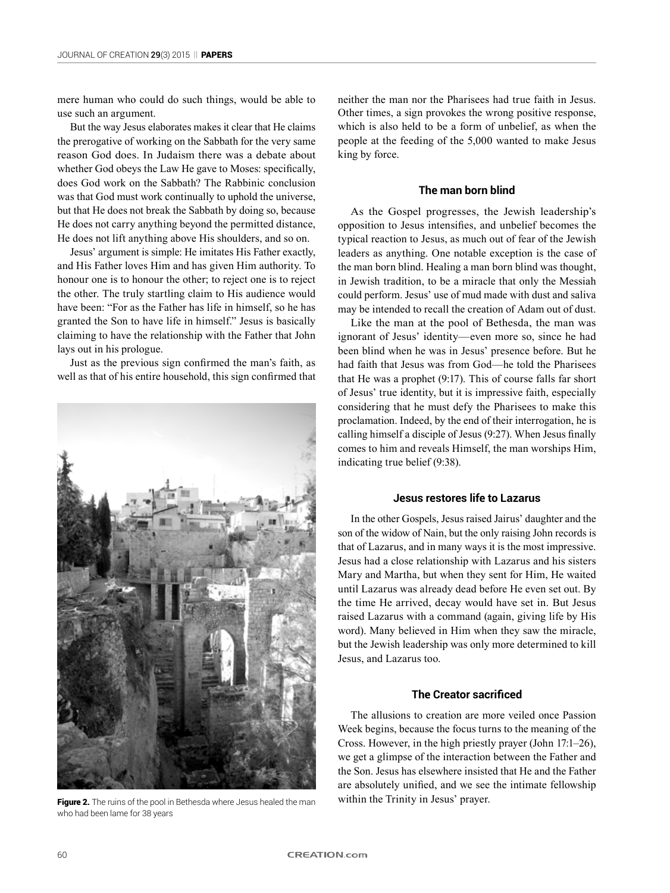mere human who could do such things, would be able to use such an argument.

But the way Jesus elaborates makes it clear that He claims the prerogative of working on the Sabbath for the very same reason God does. In Judaism there was a debate about whether God obeys the Law He gave to Moses: specifically, does God work on the Sabbath? The Rabbinic conclusion was that God must work continually to uphold the universe, but that He does not break the Sabbath by doing so, because He does not carry anything beyond the permitted distance, He does not lift anything above His shoulders, and so on.

Jesus' argument is simple: He imitates His Father exactly, and His Father loves Him and has given Him authority. To honour one is to honour the other; to reject one is to reject the other. The truly startling claim to His audience would have been: "For as the Father has life in himself, so he has granted the Son to have life in himself." Jesus is basically claiming to have the relationship with the Father that John lays out in his prologue.

Just as the previous sign confirmed the man's faith, as well as that of his entire household, this sign confirmed that neither the man nor the Pharisees had true faith in Jesus. Other times, a sign provokes the wrong positive response, which is also held to be a form of unbelief, as when the people at the feeding of the 5,000 wanted to make Jesus king by force.

**Figure 2.** The ruins of the pool in Bethesda where Jesus healed the man who had been lame for 38 years

### The man born blind

As the Gospel progresses, the Jewish leadership's opposition to Jesus intensifies, and unbelief becomes the typical reaction to Jesus, as much out of fear of the Jewish leaders as anything. One notable exception is the case of the man born blind. Healing a man born blind was thought, in Jewish tradition, to be a miracle that only the Messiah could perform. Jesus' use of mud made with dust and saliva may be intended to recall the creation of Adam out of dust.

Like the man at the pool of Bethesda, the man was ignorant of Jesus' identity—even more so, since he had been blind when he was in Jesus' presence before. But he had faith that Jesus was from God—he told the Pharisees that He was a prophet (9:17). This of course falls far short of Jesus' true identity, but it is impressive faith, especially considering that he must defy the Pharisees to make this proclamation. Indeed, by the end of their interrogation, he is calling himself a disciple of Jesus (9:27). When Jesus finally comes to him and reveals Himself, the man worships Him, indicating true belief (9:38).

### Jesus restores life to Lazarus

In the other Gospels, Jesus raised Jairus' daughter and the son of the widow of Nain, but the only raising John records is that of Lazarus, and in many ways it is the most impressive. Jesus had a close relationship with Lazarus and his sisters Mary and Martha, but when they sent for Him, He waited until Lazarus was already dead before He even set out. By the time He arrived, decay would have set in. But Jesus raised Lazarus with a command (again, giving life by His word). Many believed in Him when they saw the miracle, but the Jewish leadership was only more determined to kill Jesus, and Lazarus too.

### The Creator sacrificed

The allusions to creation are more veiled once Passion Week begins, because the focus turns to the meaning of the Cross. However, in the high priestly prayer (John 17:1–26), we get a glimpse of the interaction between the Father and the Son. Jesus has elsewhere insisted that He and the Father are absolutely unified, and we see the intimate fellowship within the Trinity in Jesus' prayer.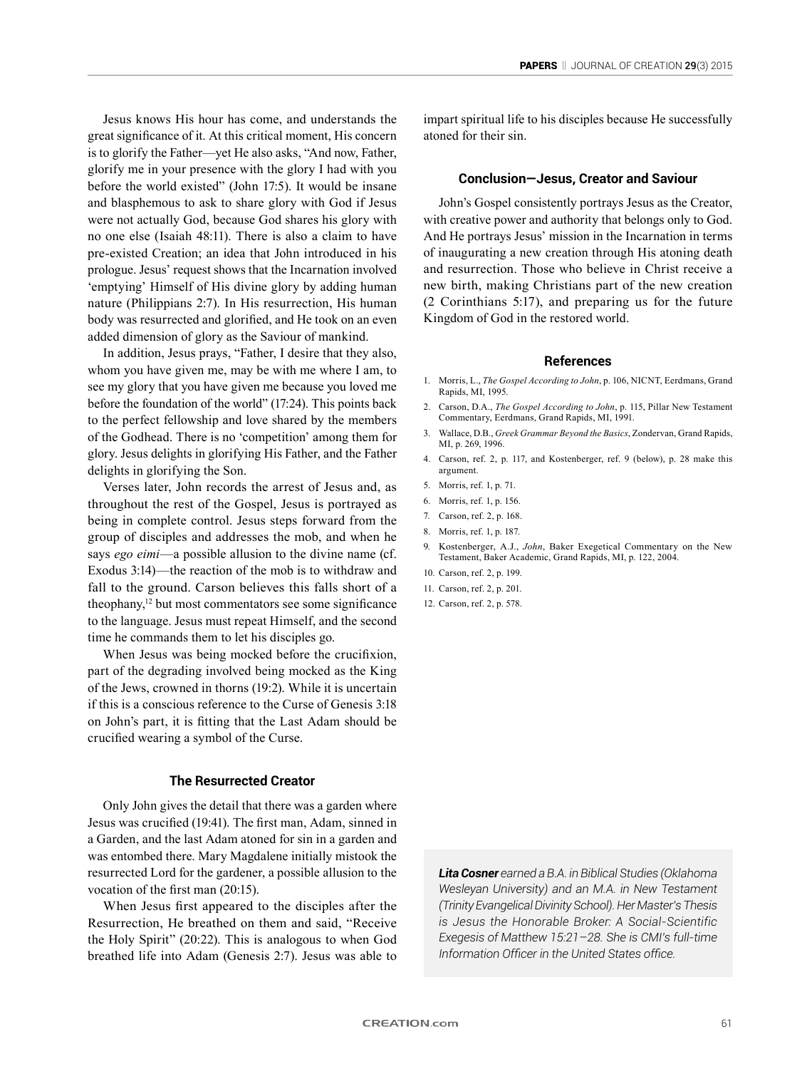Jesus knows His hour has come, and understands the great significance of it. At this critical moment, His concern is to glorify the Father—yet He also asks, "And now, Father, glorify me in your presence with the glory I had with you before the world existed" (John 17:5). It would be insane and blasphemous to ask to share glory with God if Jesus were not actually God, because God shares his glory with no one else (Isaiah 48:11). There is also a claim to have pre-existed Creation; an idea that John introduced in his prologue. Jesus' request shows that the Incarnation involved 'emptying' Himself of His divine glory by adding human nature (Philippians 2:7). In His resurrection, His human body was resurrected and glorified, and He took on an even added dimension of glory as the Saviour of mankind.

In addition, Jesus prays, "Father, I desire that they also, whom you have given me, may be with me where I am, to see my glory that you have given me because you loved me before the foundation of the world" (17:24). This points back to the perfect fellowship and love shared by the members of the Godhead. There is no 'competition' among them for glory. Jesus delights in glorifying His Father, and the Father delights in glorifying the Son.

Verses later, John records the arrest of Jesus and, as throughout the rest of the Gospel, Jesus is portrayed as being in complete control. Jesus steps forward from the group of disciples and addresses the mob, and when he says *ego eimi*—a possible allusion to the divine name (cf. Exodus 3:14)—the reaction of the mob is to withdraw and fall to the ground. Carson believes this falls short of a theophany,[12] but most commentators see some significance to the language. Jesus must repeat Himself, and the second time he commands them to let his disciples go.

When Jesus was being mocked before the crucifixion, part of the degrading involved being mocked as the King of the Jews, crowned in thorns (19:2). While it is uncertain if this is a conscious reference to the Curse of Genesis 3:18 on John's part, it is fitting that the Last Adam should be crucified wearing a symbol of the Curse.

## The Resurrected Creator

Only John gives the detail that there was a garden where Jesus was crucified (19:41). The first man, Adam, sinned in a Garden, and the last Adam atoned for sin in a garden and was entombed there. Mary Magdalene initially mistook the resurrected Lord for the gardener, a possible allusion to the vocation of the first man (20:15).

When Jesus first appeared to the disciples after the Resurrection, He breathed on them and said, "Receive the Holy Spirit" (20:22). This is analogous to when God breathed life into Adam (Genesis 2:7). Jesus was able to impart spiritual life to his disciples because He successfully atoned for their sin.

## Conclusion—Jesus, Creator and Saviour

John's Gospel consistently portrays Jesus as the Creator, with creative power and authority that belongs only to God. And He portrays Jesus' mission in the Incarnation in terms of inaugurating a new creation through His atoning death and resurrection. Those who believe in Christ receive a new birth, making Christians part of the new creation (2 Corinthians 5:17), and preparing us for the future Kingdom of God in the restored world.

## References

1. Morris, L., *The Gospel According to John*, p. 106, NICNT, Eerdmans, Grand Rapids, MI, 1995.
2. Carson, D.A., *The Gospel According to John*, p. 115, Pillar New Testament Commentary, Eerdmans, Grand Rapids, MI, 1991.
3. Wallace, D.B., *Greek Grammar Beyond the Basics*, Zondervan, Grand Rapids, MI, p. 269, 1996.
4. Carson, ref. 2, p. 117, and Kostenberger, ref. 9 (below), p. 28 make this argument.
5. Morris, ref. 1, p. 71.
6. Morris, ref. 1, p. 156.
7. Carson, ref. 2, p. 168.
8. Morris, ref. 1, p. 187.
9. Kostenberger, A.J., *John*, Baker Exegetical Commentary on the New Testament, Baker Academic, Grand Rapids, MI, p. 122, 2004.
10. Carson, ref. 2, p. 199.
11. Carson, ref. 2, p. 201.
12. Carson, ref. 2, p. 578.

***Lita Cosner** earned a B.A. in Biblical Studies (Oklahoma Wesleyan University) and an M.A. in New Testament (Trinity Evangelical Divinity School). Her Master's Thesis is Jesus the Honorable Broker: A Social-Scientific Exegesis of Matthew 15:21–28. She is CMI's full-time Information Officer in the United States office.*